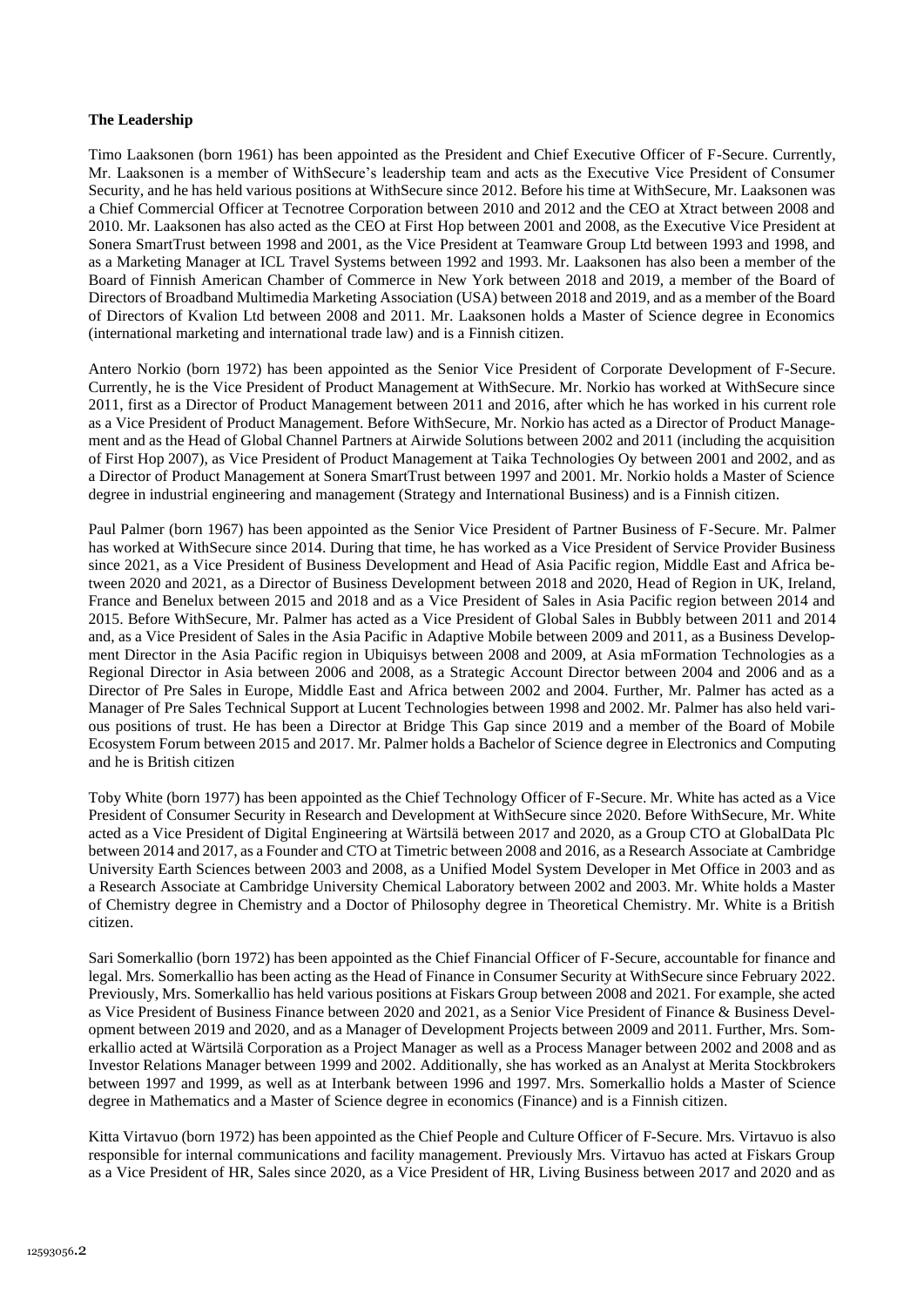**The Leadership**

Timo Laaksonen (born 1961) has been appointed as the President and Chief Executive Officer of F-Secure. Currently, Mr. Laaksonen is a member of WithSecure's leadership team and acts as the Executive Vice President of Consumer Security, and he has held various positions at WithSecure since 2012. Before his time at WithSecure, Mr. Laaksonen was a Chief Commercial Officer at Tecnotree Corporation between 2010 and 2012 and the CEO at Xtract between 2008 and 2010. Mr. Laaksonen has also acted as the CEO at First Hop between 2001 and 2008, as the Executive Vice President at Sonera SmartTrust between 1998 and 2001, as the Vice President at Teamware Group Ltd between 1993 and 1998, and as a Marketing Manager at ICL Travel Systems between 1992 and 1993. Mr. Laaksonen has also been a member of the Board of Finnish American Chamber of Commerce in New York between 2018 and 2019, a member of the Board of Directors of Broadband Multimedia Marketing Association (USA) between 2018 and 2019, and as a member of the Board of Directors of Kvalion Ltd between 2008 and 2011. Mr. Laaksonen holds a Master of Science degree in Economics (international marketing and international trade law) and is a Finnish citizen.

Antero Norkio (born 1972) has been appointed as the Senior Vice President of Corporate Development of F-Secure. Currently, he is the Vice President of Product Management at WithSecure. Mr. Norkio has worked at WithSecure since 2011, first as a Director of Product Management between 2011 and 2016, after which he has worked in his current role as a Vice President of Product Management. Before WithSecure, Mr. Norkio has acted as a Director of Product Management and as the Head of Global Channel Partners at Airwide Solutions between 2002 and 2011 (including the acquisition of First Hop 2007), as Vice President of Product Management at Taika Technologies Oy between 2001 and 2002, and as a Director of Product Management at Sonera SmartTrust between 1997 and 2001. Mr. Norkio holds a Master of Science degree in industrial engineering and management (Strategy and International Business) and is a Finnish citizen.

Paul Palmer (born 1967) has been appointed as the Senior Vice President of Partner Business of F-Secure. Mr. Palmer has worked at WithSecure since 2014. During that time, he has worked as a Vice President of Service Provider Business since 2021, as a Vice President of Business Development and Head of Asia Pacific region, Middle East and Africa between 2020 and 2021, as a Director of Business Development between 2018 and 2020, Head of Region in UK, Ireland, France and Benelux between 2015 and 2018 and as a Vice President of Sales in Asia Pacific region between 2014 and 2015. Before WithSecure, Mr. Palmer has acted as a Vice President of Global Sales in Bubbly between 2011 and 2014 and, as a Vice President of Sales in the Asia Pacific in Adaptive Mobile between 2009 and 2011, as a Business Development Director in the Asia Pacific region in Ubiquisys between 2008 and 2009, at Asia mFormation Technologies as a Regional Director in Asia between 2006 and 2008, as a Strategic Account Director between 2004 and 2006 and as a Director of Pre Sales in Europe, Middle East and Africa between 2002 and 2004. Further, Mr. Palmer has acted as a Manager of Pre Sales Technical Support at Lucent Technologies between 1998 and 2002. Mr. Palmer has also held various positions of trust. He has been a Director at Bridge This Gap since 2019 and a member of the Board of Mobile Ecosystem Forum between 2015 and 2017. Mr. Palmer holds a Bachelor of Science degree in Electronics and Computing and he is British citizen

Toby White (born 1977) has been appointed as the Chief Technology Officer of F-Secure. Mr. White has acted as a Vice President of Consumer Security in Research and Development at WithSecure since 2020. Before WithSecure, Mr. White acted as a Vice President of Digital Engineering at Wärtsilä between 2017 and 2020, as a Group CTO at GlobalData Plc between 2014 and 2017, as a Founder and CTO at Timetric between 2008 and 2016, as a Research Associate at Cambridge University Earth Sciences between 2003 and 2008, as a Unified Model System Developer in Met Office in 2003 and as a Research Associate at Cambridge University Chemical Laboratory between 2002 and 2003. Mr. White holds a Master of Chemistry degree in Chemistry and a Doctor of Philosophy degree in Theoretical Chemistry. Mr. White is a British citizen.

Sari Somerkallio (born 1972) has been appointed as the Chief Financial Officer of F-Secure, accountable for finance and legal. Mrs. Somerkallio has been acting as the Head of Finance in Consumer Security at WithSecure since February 2022. Previously, Mrs. Somerkallio has held various positions at Fiskars Group between 2008 and 2021. For example, she acted as Vice President of Business Finance between 2020 and 2021, as a Senior Vice President of Finance & Business Development between 2019 and 2020, and as a Manager of Development Projects between 2009 and 2011. Further, Mrs. Somerkallio acted at Wärtsilä Corporation as a Project Manager as well as a Process Manager between 2002 and 2008 and as Investor Relations Manager between 1999 and 2002. Additionally, she has worked as an Analyst at Merita Stockbrokers between 1997 and 1999, as well as at Interbank between 1996 and 1997. Mrs. Somerkallio holds a Master of Science degree in Mathematics and a Master of Science degree in economics (Finance) and is a Finnish citizen.

Kitta Virtavuo (born 1972) has been appointed as the Chief People and Culture Officer of F-Secure. Mrs. Virtavuo is also responsible for internal communications and facility management. Previously Mrs. Virtavuo has acted at Fiskars Group as a Vice President of HR, Sales since 2020, as a Vice President of HR, Living Business between 2017 and 2020 and as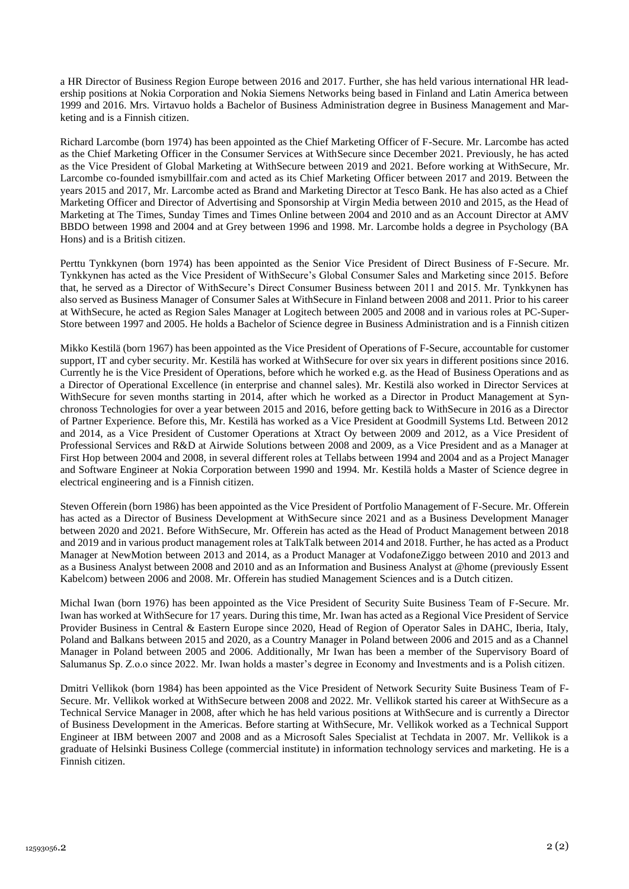a HR Director of Business Region Europe between 2016 and 2017. Further, she has held various international HR leadership positions at Nokia Corporation and Nokia Siemens Networks being based in Finland and Latin America between 1999 and 2016. Mrs. Virtavuo holds a Bachelor of Business Administration degree in Business Management and Marketing and is a Finnish citizen.

Richard Larcombe (born 1974) has been appointed as the Chief Marketing Officer of F-Secure. Mr. Larcombe has acted as the Chief Marketing Officer in the Consumer Services at WithSecure since December 2021. Previously, he has acted as the Vice President of Global Marketing at WithSecure between 2019 and 2021. Before working at WithSecure, Mr. Larcombe co-founded ismybillfair.com and acted as its Chief Marketing Officer between 2017 and 2019. Between the years 2015 and 2017, Mr. Larcombe acted as Brand and Marketing Director at Tesco Bank. He has also acted as a Chief Marketing Officer and Director of Advertising and Sponsorship at Virgin Media between 2010 and 2015, as the Head of Marketing at The Times, Sunday Times and Times Online between 2004 and 2010 and as an Account Director at AMV BBDO between 1998 and 2004 and at Grey between 1996 and 1998. Mr. Larcombe holds a degree in Psychology (BA Hons) and is a British citizen.

Perttu Tynkkynen (born 1974) has been appointed as the Senior Vice President of Direct Business of F-Secure. Mr. Tynkkynen has acted as the Vice President of WithSecure's Global Consumer Sales and Marketing since 2015. Before that, he served as a Director of WithSecure's Direct Consumer Business between 2011 and 2015. Mr. Tynkkynen has also served as Business Manager of Consumer Sales at WithSecure in Finland between 2008 and 2011. Prior to his career at WithSecure, he acted as Region Sales Manager at Logitech between 2005 and 2008 and in various roles at PC-Super-Store between 1997 and 2005. He holds a Bachelor of Science degree in Business Administration and is a Finnish citizen

Mikko Kestilä (born 1967) has been appointed as the Vice President of Operations of F-Secure, accountable for customer support, IT and cyber security. Mr. Kestilä has worked at WithSecure for over six years in different positions since 2016. Currently he is the Vice President of Operations, before which he worked e.g. as the Head of Business Operations and as a Director of Operational Excellence (in enterprise and channel sales). Mr. Kestilä also worked in Director Services at WithSecure for seven months starting in 2014, after which he worked as a Director in Product Management at Synchronoss Technologies for over a year between 2015 and 2016, before getting back to WithSecure in 2016 as a Director of Partner Experience. Before this, Mr. Kestilä has worked as a Vice President at Goodmill Systems Ltd. Between 2012 and 2014, as a Vice President of Customer Operations at Xtract Oy between 2009 and 2012, as a Vice President of Professional Services and R&D at Airwide Solutions between 2008 and 2009, as a Vice President and as a Manager at First Hop between 2004 and 2008, in several different roles at Tellabs between 1994 and 2004 and as a Project Manager and Software Engineer at Nokia Corporation between 1990 and 1994. Mr. Kestilä holds a Master of Science degree in electrical engineering and is a Finnish citizen.

Steven Offerein (born 1986) has been appointed as the Vice President of Portfolio Management of F-Secure. Mr. Offerein has acted as a Director of Business Development at WithSecure since 2021 and as a Business Development Manager between 2020 and 2021. Before WithSecure, Mr. Offerein has acted as the Head of Product Management between 2018 and 2019 and in various product management roles at TalkTalk between 2014 and 2018. Further, he has acted as a Product Manager at NewMotion between 2013 and 2014, as a Product Manager at VodafoneZiggo between 2010 and 2013 and as a Business Analyst between 2008 and 2010 and as an Information and Business Analyst at @home (previously Essent Kabelcom) between 2006 and 2008. Mr. Offerein has studied Management Sciences and is a Dutch citizen.

Michal Iwan (born 1976) has been appointed as the Vice President of Security Suite Business Team of F-Secure. Mr. Iwan has worked at WithSecure for 17 years. During this time, Mr. Iwan has acted as a Regional Vice President of Service Provider Business in Central & Eastern Europe since 2020, Head of Region of Operator Sales in DAHC, Iberia, Italy, Poland and Balkans between 2015 and 2020, as a Country Manager in Poland between 2006 and 2015 and as a Channel Manager in Poland between 2005 and 2006. Additionally, Mr Iwan has been a member of the Supervisory Board of Salumanus Sp. Z.o.o since 2022. Mr. Iwan holds a master's degree in Economy and Investments and is a Polish citizen.

Dmitri Vellikok (born 1984) has been appointed as the Vice President of Network Security Suite Business Team of F-Secure. Mr. Vellikok worked at WithSecure between 2008 and 2022. Mr. Vellikok started his career at WithSecure as a Technical Service Manager in 2008, after which he has held various positions at WithSecure and is currently a Director of Business Development in the Americas. Before starting at WithSecure, Mr. Vellikok worked as a Technical Support Engineer at IBM between 2007 and 2008 and as a Microsoft Sales Specialist at Techdata in 2007. Mr. Vellikok is a graduate of Helsinki Business College (commercial institute) in information technology services and marketing. He is a Finnish citizen.